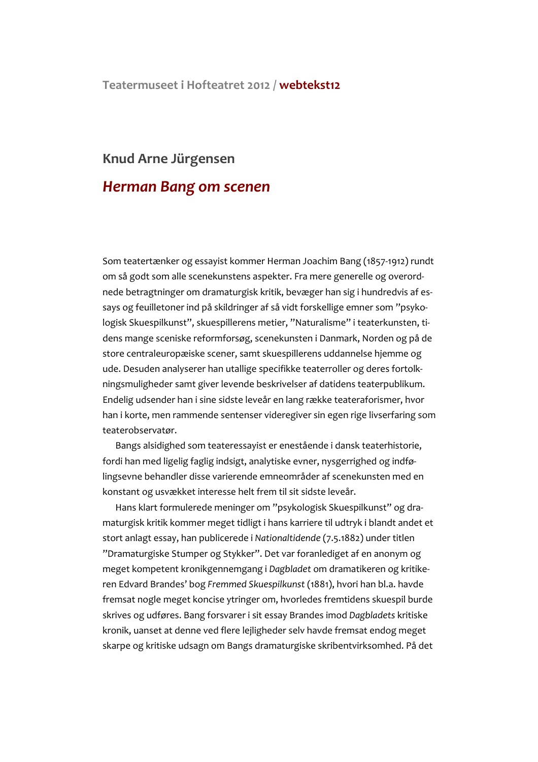Teatermuseet i Hofteatret 2012 / **webtekst12**

## Knud Arne Jürgensen

# *Herman Bang om scenen*

Som teatertænker og essayist kommer Herman Joachim Bang (1857-1912) rundt om så godt som alle scenekunstens aspekter. Fra mere generelle og overordnede betragtninger om dramaturgisk kritik, bevæger han sig i hundredvis af essays og feuilletoner ind på skildringer af så vidt forskellige emner som "psykologisk Skuespilkunst", skuespillerens metier, "Naturalisme" i teaterkunsten, tidens mange sceniske reformforsøg, scenekunsten i Danmark, Norden og på de store centraleuropæiske scener, samt skuespillerens uddannelse hjemme og ude. Desuden analyserer han utallige specifikke teaterroller og deres fortolkningsmuligheder samt giver levende beskrivelser af datidens teaterpublikum. Endelig udsender han i sine sidste leveår en lang række teateraforismer, hvor han i korte, men rammende sentenser videregiver sin egen rige livserfaring som teaterobservatør.

Bangs alsidighed som teateressayist er enestående i dansk teaterhistorie, fordi han med ligelig faglig indsigt, analytiske evner, nysgerrighed og indfølingsevne behandler disse varierende emneområder af scenekunsten med en konstant og usvækket interesse helt frem til sit sidste leveår.

Hans klart formulerede meninger om "psykologisk Skuespilkunst" og dramaturgisk kritik kommer meget tidligt i hans karriere til udtryk i blandt andet et stort anlagt essay, han publicerede i *Nationaltidende* (7.5.1882) under titlen "Dramaturgiske Stumper og Stykker". Det var foranlediget af en anonym og meget kompetent kronikgennemgang i *Dagbladet* om dramatikeren og kritikeren Edvard Brandes' bog *Fremmed Skuespilkunst* (1881), hvori han bl.a. havde fremsat nogle meget koncise ytringer om, hvorledes fremtidens skuespil burde skrives og udføres. Bang forsvarer i sit essay Brandes imod *Dagbladets* kritiske kronik, uanset at denne ved flere lejligheder selv havde fremsat endog meget skarpe og kritiske udsagn om Bangs dramaturgiske skribentvirksomhed. På det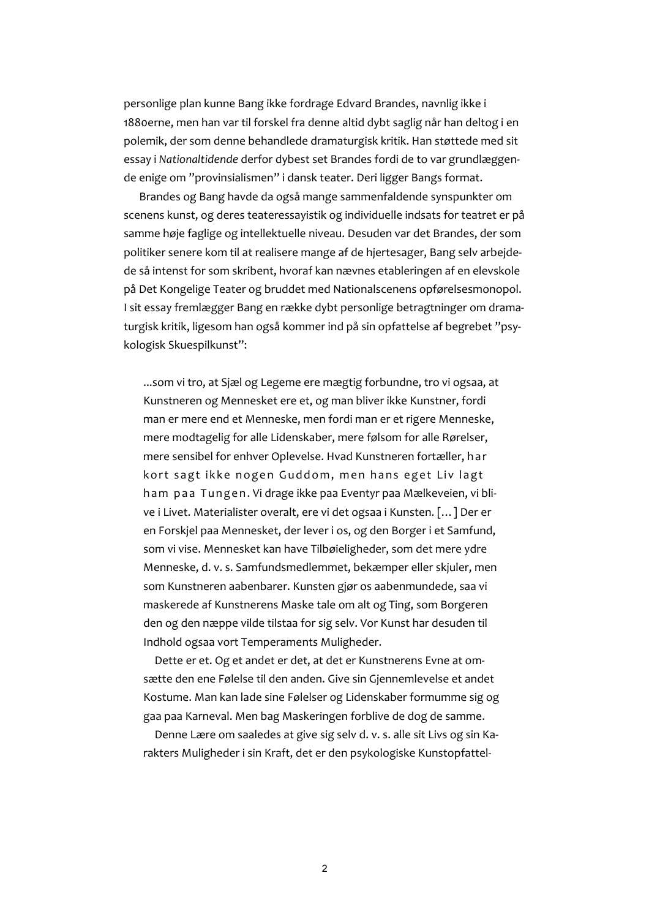personlige plan kunne Bang ikke fordrage Edvard Brandes, navnlig ikke i 1880erne, men han var til forskel fra denne altid dybt saglig når han deltog i en polemik, der som denne behandlede dramaturgisk kritik. Han støttede med sit essay i *Nationaltidende* derfor dybest set Brandes fordi de to var grundlæggende enige om "provinsialismen" i dansk teater. Deri ligger Bangs format.

Brandes og Bang havde da også mange sammenfaldende synspunkter om scenens kunst, og deres teateressayistik og individuelle indsats for teatret er på samme høje faglige og intellektuelle niveau. Desuden var det Brandes, der som politiker senere kom til at realisere mange af de hjertesager, Bang selv arbejdede så intenst for som skribent, hvoraf kan nævnes etableringen af en elevskole på Det Kongelige Teater og bruddet med Nationalscenens opførelsesmonopol. I sit essay fremlægger Bang en række dybt personlige betragtninger om dramaturgisk kritik, ligesom han også kommer ind på sin opfattelse af begrebet "psykologisk Skuespilkunst":

> ...som vi tro, at Sjæl og Legeme ere mægtig forbundne, tro vi ogsaa, at Kunstneren og Mennesket ere et, og man bliver ikke Kunstner, fordi man er mere end et Menneske, men fordi man er et rigere Menneske, mere modtagelig for alle Lidenskaber, mere følsom for alle Rørelser, mere sensibel for enhver Oplevelse. Hvad Kunstneren fortæller, har kort sagt ikke nogen Guddom, men hans eget Liv lagt ham paa Tungen. Vi drage ikke paa Eventyr paa Mælkeveien, vi blive i Livet. Materialister overalt, ere vi det ogsaa i Kunsten. […] Der er en Forskjel paa Mennesket, der lever i os, og den Borger i et Samfund, som vi vise. Mennesket kan have Tilbøieligheder, som det mere ydre Menneske, d. v. s. Samfundsmedlemmet, bekæmper eller skjuler, men som Kunstneren aabenbarer. Kunsten gjør os aabenmundede, saa vi maskerede af Kunstnerens Maske tale om alt og Ting, som Borgeren den og den næppe vilde tilstaa for sig selv. Vor Kunst har desuden til Indhold ogsaa vort Temperaments Muligheder.
>
> Dette er et. Og et andet er det, at det er Kunstnerens Evne at omsætte den ene Følelse til den anden. Give sin Gjennemlevelse et andet Kostume. Man kan lade sine Følelser og Lidenskaber formumme sig og gaa paa Karneval. Men bag Maskeringen forblive de dog de samme.
>
> Denne Lære om saaledes at give sig selv d. v. s. alle sit Livs og sin Karakters Muligheder i sin Kraft, det er den psykologiske Kunstopfattel-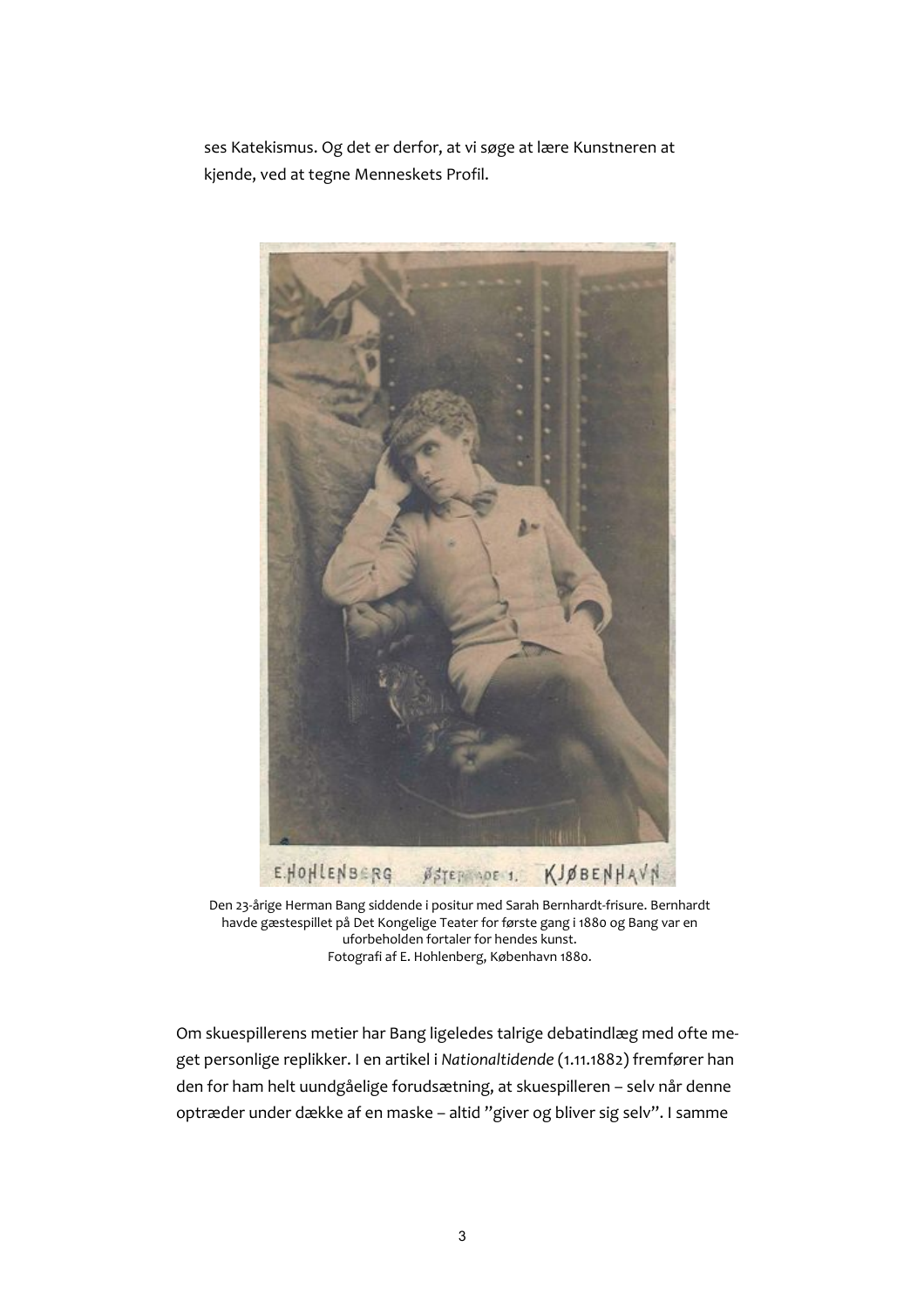ses Katekismus. Og det er derfor, at vi søge at lære Kunstneren at kjende, ved at tegne Menneskets Profil.

Den 23-årige Herman Bang siddende i positur med Sarah Bernhardt-frisure. Bernhardt havde gæstespillet på Det Kongelige Teater for første gang i 1880 og Bang var en uforbeholden fortaler for hendes kunst.
Fotografi af E. Hohlenberg, København 1880.

Om skuespillerens metier har Bang ligeledes talrige debatindlæg med ofte meget personlige replikker. I en artikel i *Nationaltidende* (1.11.1882) fremfører han den for ham helt uundgåelige forudsætning, at skuespilleren – selv når denne optræder under dække af en maske – altid "giver og bliver sig selv". I samme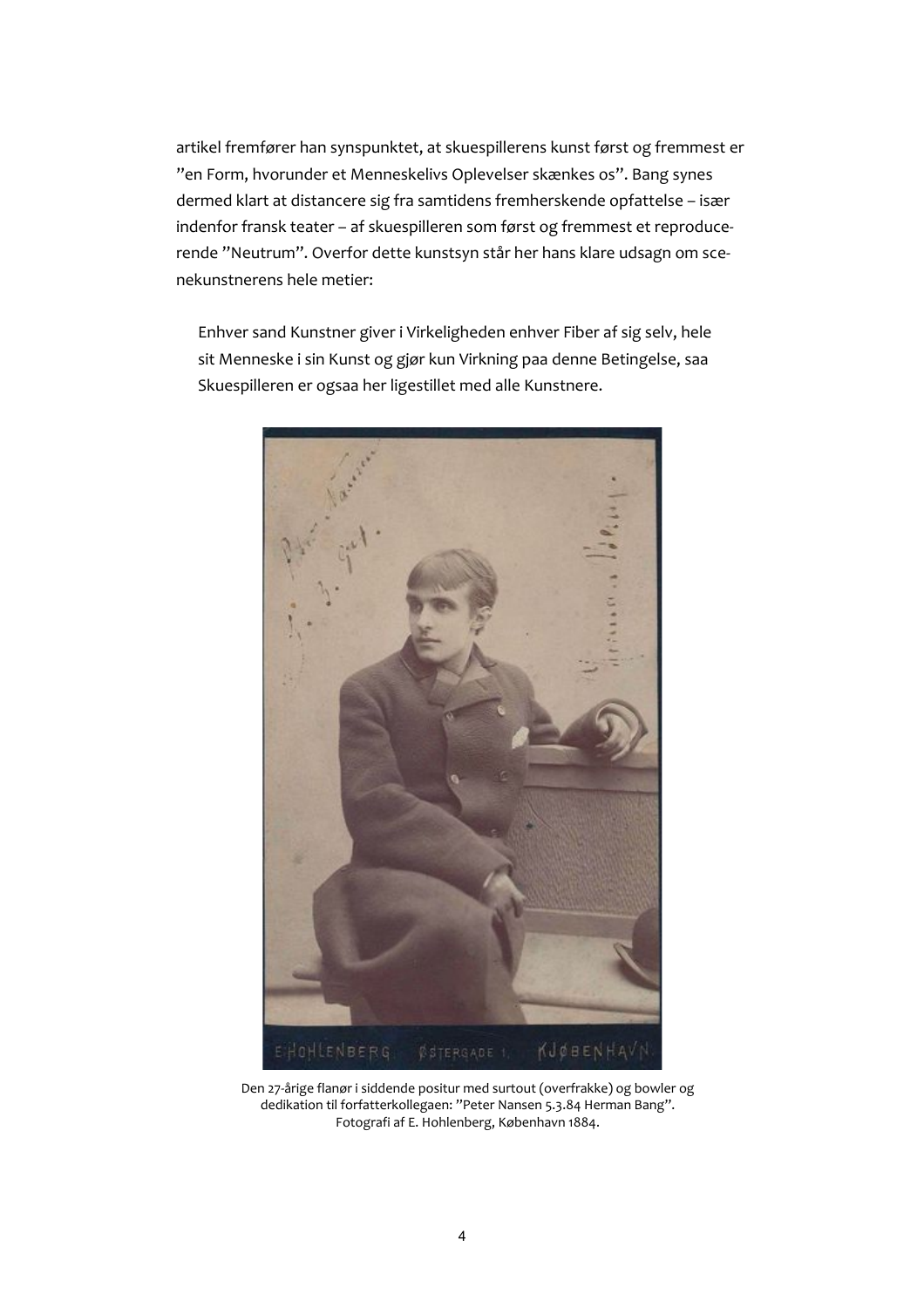artikel fremfører han synspunktet, at skuespillerens kunst først og fremmest er "en Form, hvorunder et Menneskelivs Oplevelser skænkes os". Bang synes dermed klart at distancere sig fra samtidens fremherskende opfattelse – især indenfor fransk teater – af skuespilleren som først og fremmest et reproducerende "Neutrum". Overfor dette kunstsyn står her hans klare udsagn om scenekunstnerens hele metier:

> Enhver sand Kunstner giver i Virkeligheden enhver Fiber af sig selv, hele sit Menneske i sin Kunst og gjør kun Virkning paa denne Betingelse, saa Skuespilleren er ogsaa her ligestillet med alle Kunstnere.

Den 27-årige flanør i siddende positur med surtout (overfrakke) og bowler og dedikation til forfatterkollegaen: "Peter Nansen 5.3.84 Herman Bang". Fotografi af E. Hohlenberg, København 1884.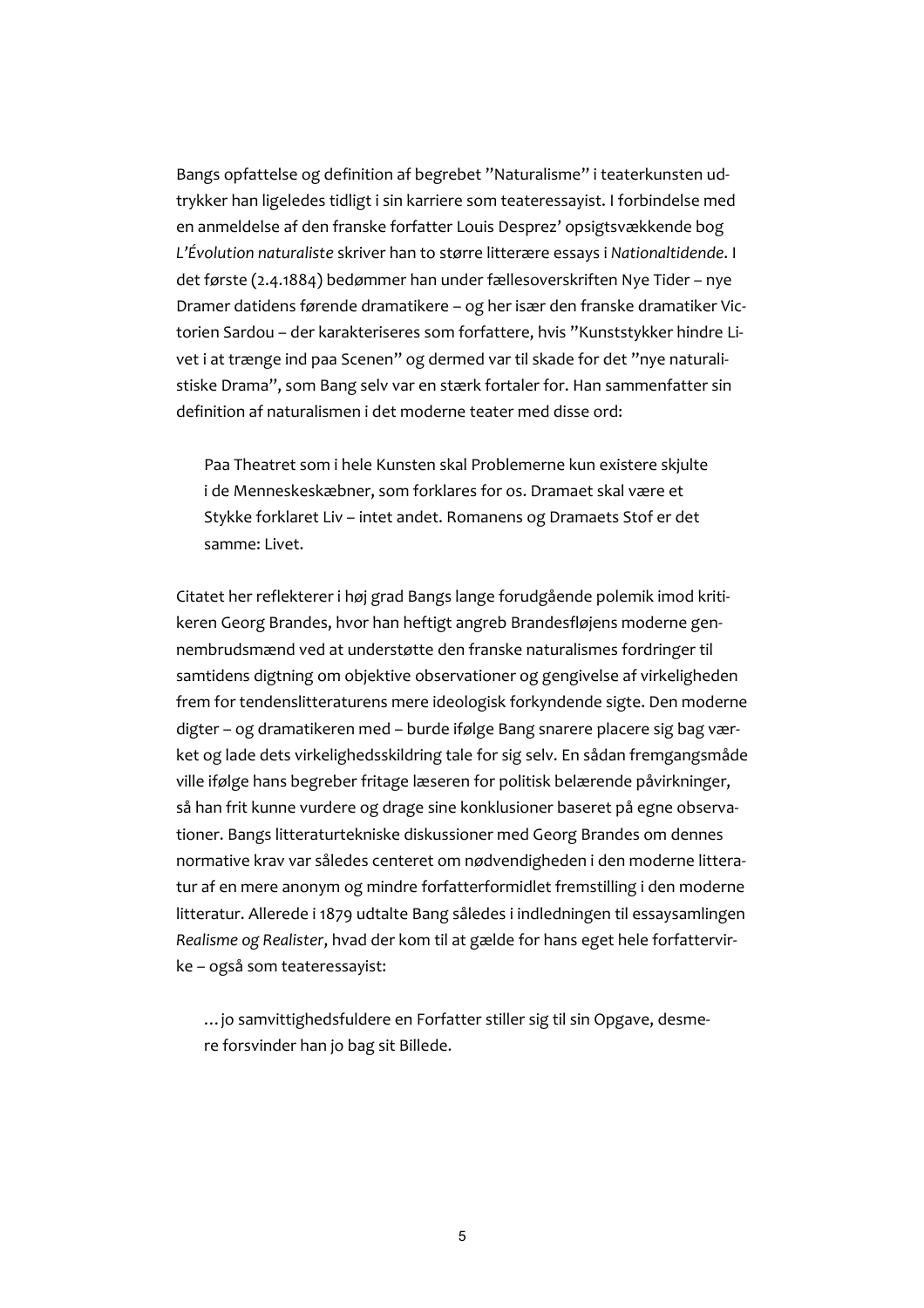Bangs opfattelse og definition af begrebet "Naturalisme" i teaterkunsten udtrykker han ligeledes tidligt i sin karriere som teateressayist. I forbindelse med en anmeldelse af den franske forfatter Louis Desprez' opsigtsvækkende bog *L'Évolution naturaliste* skriver han to større litterære essays i *Nationaltidende*. I det første (2.4.1884) bedømmer han under fællesoverskriften Nye Tider – nye Dramer datidens førende dramatikere – og her især den franske dramatiker Victorien Sardou – der karakteriseres som forfattere, hvis "Kunststykker hindre Livet i at trænge ind paa Scenen" og dermed var til skade for det "nye naturalistiske Drama", som Bang selv var en stærk fortaler for. Han sammenfatter sin definition af naturalismen i det moderne teater med disse ord:

> Paa Theatret som i hele Kunsten skal Problemerne kun existere skjulte i de Menneskeskæbner, som forklares for os. Dramaet skal være et Stykke forklaret Liv – intet andet. Romanens og Dramaets Stof er det samme: Livet.

Citatet her reflekterer i høj grad Bangs lange forudgående polemik imod kritikeren Georg Brandes, hvor han heftigt angreb Brandesfløjens moderne gennembrudsmænd ved at understøtte den franske naturalismes fordringer til samtidens digtning om objektive observationer og gengivelse af virkeligheden frem for tendenslitteraturens mere ideologisk forkyndende sigte. Den moderne digter – og dramatikeren med – burde ifølge Bang snarere placere sig bag værket og lade dets virkelighedsskildring tale for sig selv. En sådan fremgangsmåde ville ifølge hans begreber fritage læseren for politisk belærende påvirkninger, så han frit kunne vurdere og drage sine konklusioner baseret på egne observationer. Bangs litteraturtekniske diskussioner med Georg Brandes om dennes normative krav var således centeret om nødvendigheden i den moderne litteratur af en mere anonym og mindre forfatterformidlet fremstilling i den moderne litteratur. Allerede i 1879 udtalte Bang således i indledningen til essaysamlingen *Realisme og Realister*, hvad der kom til at gælde for hans eget hele forfattervirke – også som teateressayist:

> …jo samvittighedsfuldere en Forfatter stiller sig til sin Opgave, desmere forsvinder han jo bag sit Billede.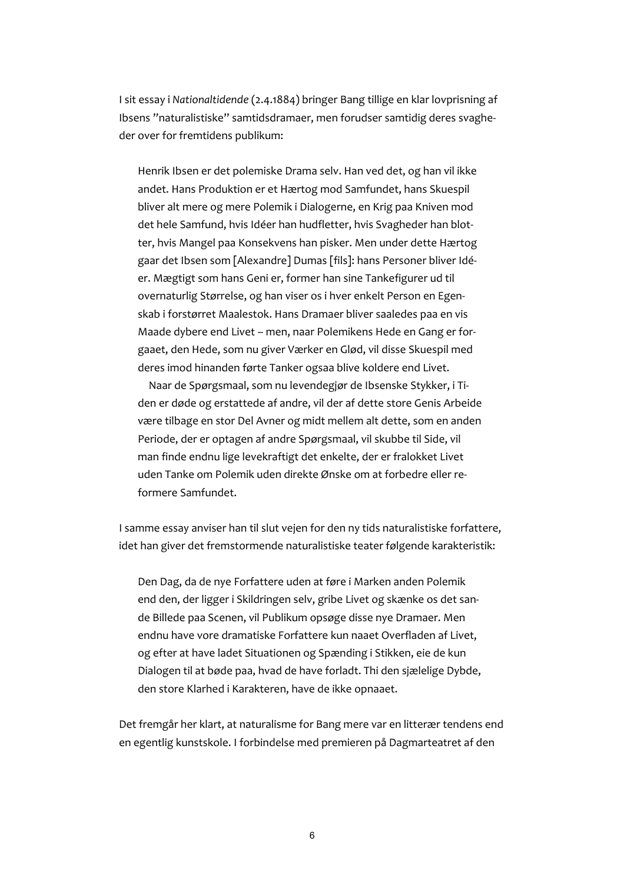I sit essay i *Nationaltidende* (2.4.1884) bringer Bang tillige en klar lovprisning af Ibsens "naturalistiske" samtidsdramaer, men forudser samtidig deres svagheder over for fremtidens publikum:

> Henrik Ibsen er det polemiske Drama selv. Han ved det, og han vil ikke andet. Hans Produktion er et Hærtog mod Samfundet, hans Skuespil bliver alt mere og mere Polemik i Dialogerne, en Krig paa Kniven mod det hele Samfund, hvis Idéer han hudfletter, hvis Svagheder han blotter, hvis Mangel paa Konsekvens han pisker. Men under dette Hærtog gaar det Ibsen som [Alexandre] Dumas [fils]: hans Personer bliver Idéer. Mægtigt som hans Geni er, former han sine Tankefigurer ud til overnaturlig Størrelse, og han viser os i hver enkelt Person en Egenskab i forstørret Maalestok. Hans Dramaer bliver saaledes paa en vis Maade dybere end Livet – men, naar Polemikens Hede en Gang er forgaaet, den Hede, som nu giver Værker en Glød, vil disse Skuespil med deres imod hinanden førte Tanker ogsaa blive koldere end Livet.
>
> Naar de Spørgsmaal, som nu levendegjør de Ibsenske Stykker, i Tiden er døde og erstattede af andre, vil der af dette store Genis Arbeide være tilbage en stor Del Avner og midt mellem alt dette, som en anden Periode, der er optagen af andre Spørgsmaal, vil skubbe til Side, vil man finde endnu lige levekraftigt det enkelte, der er fralokket Livet uden Tanke om Polemik uden direkte Ønske om at forbedre eller reformere Samfundet.

I samme essay anviser han til slut vejen for den ny tids naturalistiske forfattere, idet han giver det fremstormende naturalistiske teater følgende karakteristik:

> Den Dag, da de nye Forfattere uden at føre i Marken anden Polemik end den, der ligger i Skildringen selv, gribe Livet og skænke os det sande Billede paa Scenen, vil Publikum opsøge disse nye Dramaer. Men endnu have vore dramatiske Forfattere kun naaet Overfladen af Livet, og efter at have ladet Situationen og Spænding i Stikken, eie de kun Dialogen til at bøde paa, hvad de have forladt. Thi den sjælelige Dybde, den store Klarhed i Karakteren, have de ikke opnaaet.

Det fremgår her klart, at naturalisme for Bang mere var en litterær tendens end en egentlig kunstskole. I forbindelse med premieren på Dagmarteatret af den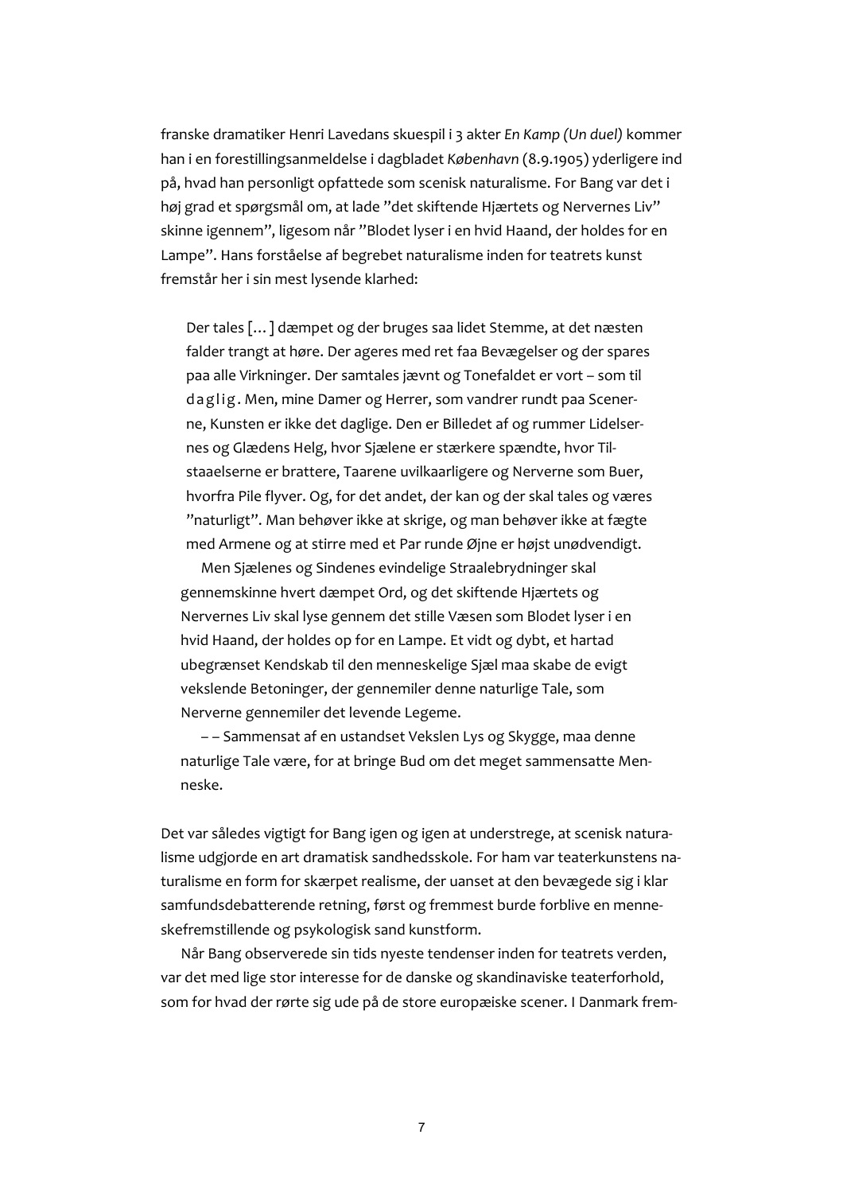franske dramatiker Henri Lavedans skuespil i 3 akter *En Kamp (Un duel)* kommer han i en forestillingsanmeldelse i dagbladet *København* (8.9.1905) yderligere ind på, hvad han personligt opfattede som scenisk naturalisme. For Bang var det i høj grad et spørgsmål om, at lade "det skiftende Hjærtets og Nervernes Liv" skinne igennem", ligesom når "Blodet lyser i en hvid Haand, der holdes for en Lampe". Hans forståelse af begrebet naturalisme inden for teatrets kunst fremstår her i sin mest lysende klarhed:

> Der tales [...] dæmpet og der bruges saa lidet Stemme, at det næsten falder trangt at høre. Der ageres med ret faa Bevægelser og der spares paa alle Virkninger. Der samtales jævnt og Tonefaldet er vort – som til d a g l i g. Men, mine Damer og Herrer, som vandrer rundt paa Scenerne, Kunsten er ikke det daglige. Den er Billedet af og rummer Lidelsernes og Glædens Helg, hvor Sjælene er stærkere spændte, hvor Tilstaaelserne er brattere, Taarene uvilkaarligere og Nerverne som Buer, hvorfra Pile flyver. Og, for det andet, der kan og der skal tales og væres "naturligt". Man behøver ikke at skrige, og man behøver ikke at fægte med Armene og at stirre med et Par runde Øjne er højst unødvendigt.
>
> Men Sjælenes og Sindenes evindelige Straalebrydninger skal gennemskinne hvert dæmpet Ord, og det skiftende Hjærtets og Nervernes Liv skal lyse gennem det stille Væsen som Blodet lyser i en hvid Haand, der holdes op for en Lampe. Et vidt og dybt, et hartad ubegrænset Kendskab til den menneskelige Sjæl maa skabe de evigt vekslende Betoninger, der gennemiler denne naturlige Tale, som Nerverne gennemiler det levende Legeme.
>
> – – Sammensat af en ustandset Vekslen Lys og Skygge, maa denne naturlige Tale være, for at bringe Bud om det meget sammensatte Menneske.

Det var således vigtigt for Bang igen og igen at understrege, at scenisk naturalisme udgjorde en art dramatisk sandhedsskole. For ham var teaterkunstens naturalisme en form for skærpet realisme, der uanset at den bevægede sig i klar samfundsdebatterende retning, først og fremmest burde forblive en menneskefremstillende og psykologisk sand kunstform.

Når Bang observerede sin tids nyeste tendenser inden for teatrets verden, var det med lige stor interesse for de danske og skandinaviske teaterforhold, som for hvad der rørte sig ude på de store europæiske scener. I Danmark frem-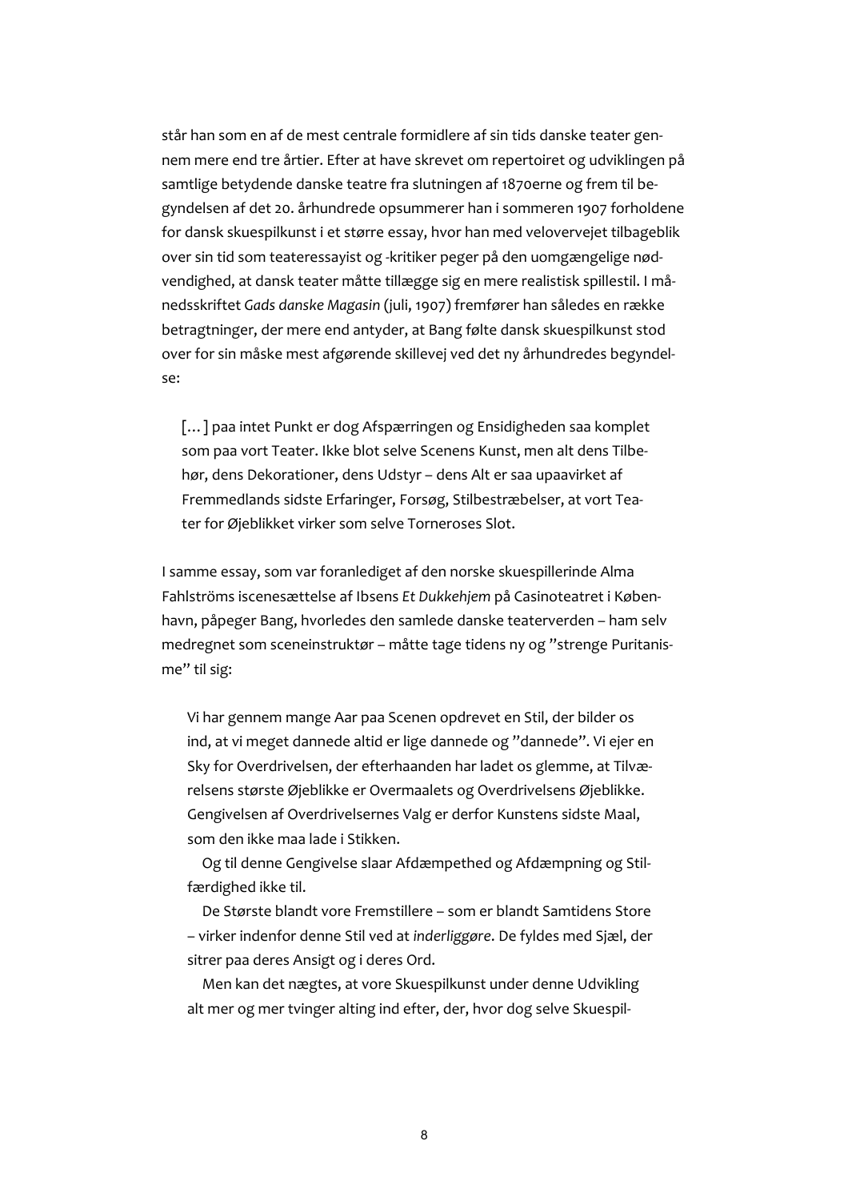står han som en af de mest centrale formidlere af sin tids danske teater gennem mere end tre årtier. Efter at have skrevet om repertoiret og udviklingen på samtlige betydende danske teatre fra slutningen af 1870erne og frem til begyndelsen af det 20. århundrede opsummerer han i sommeren 1907 forholdene for dansk skuespilkunst i et større essay, hvor han med velovervejet tilbageblik over sin tid som teateressayist og -kritiker peger på den uomgængelige nødvendighed, at dansk teater måtte tillægge sig en mere realistisk spillestil. I månedsskriftet *Gads danske Magasin* (juli, 1907) fremfører han således en række betragtninger, der mere end antyder, at Bang følte dansk skuespilkunst stod over for sin måske mest afgørende skillevej ved det ny århundredes begyndelse:

> [...] paa intet Punkt er dog Afspærringen og Ensidigheden saa komplet som paa vort Teater. Ikke blot selve Scenens Kunst, men alt dens Tilbehør, dens Dekorationer, dens Udstyr – dens Alt er saa upaavirket af Fremmedlands sidste Erfaringer, Forsøg, Stilbestræbelser, at vort Teater for Øjeblikket virker som selve Torneroses Slot.

I samme essay, som var foranlediget af den norske skuespillerinde Alma Fahlströms iscenesættelse af Ibsens *Et Dukkehjem* på Casinoteatret i København, påpeger Bang, hvorledes den samlede danske teaterverden – ham selv medregnet som sceneinstruktør – måtte tage tidens ny og "strenge Puritanisme" til sig:

> Vi har gennem mange Aar paa Scenen opdrevet en Stil, der bilder os ind, at vi meget dannede altid er lige dannede og "dannede". Vi ejer en Sky for Overdrivelsen, der efterhaanden har ladet os glemme, at Tilværelsens største Øjeblikke er Overmaalets og Overdrivelsens Øjeblikke. Gengivelsen af Overdrivelsernes Valg er derfor Kunstens sidste Maal, som den ikke maa lade i Stikken.
>
> Og til denne Gengivelse slaar Afdæmpethed og Afdæmpning og Stilfærdighed ikke til.
>
> De Største blandt vore Fremstillere – som er blandt Samtidens Store – virker indenfor denne Stil ved at *inderliggøre*. De fyldes med Sjæl, der sitrer paa deres Ansigt og i deres Ord.
>
> Men kan det nægtes, at vore Skuespilkunst under denne Udvikling alt mer og mer tvinger alting ind efter, der, hvor dog selve Skuespil-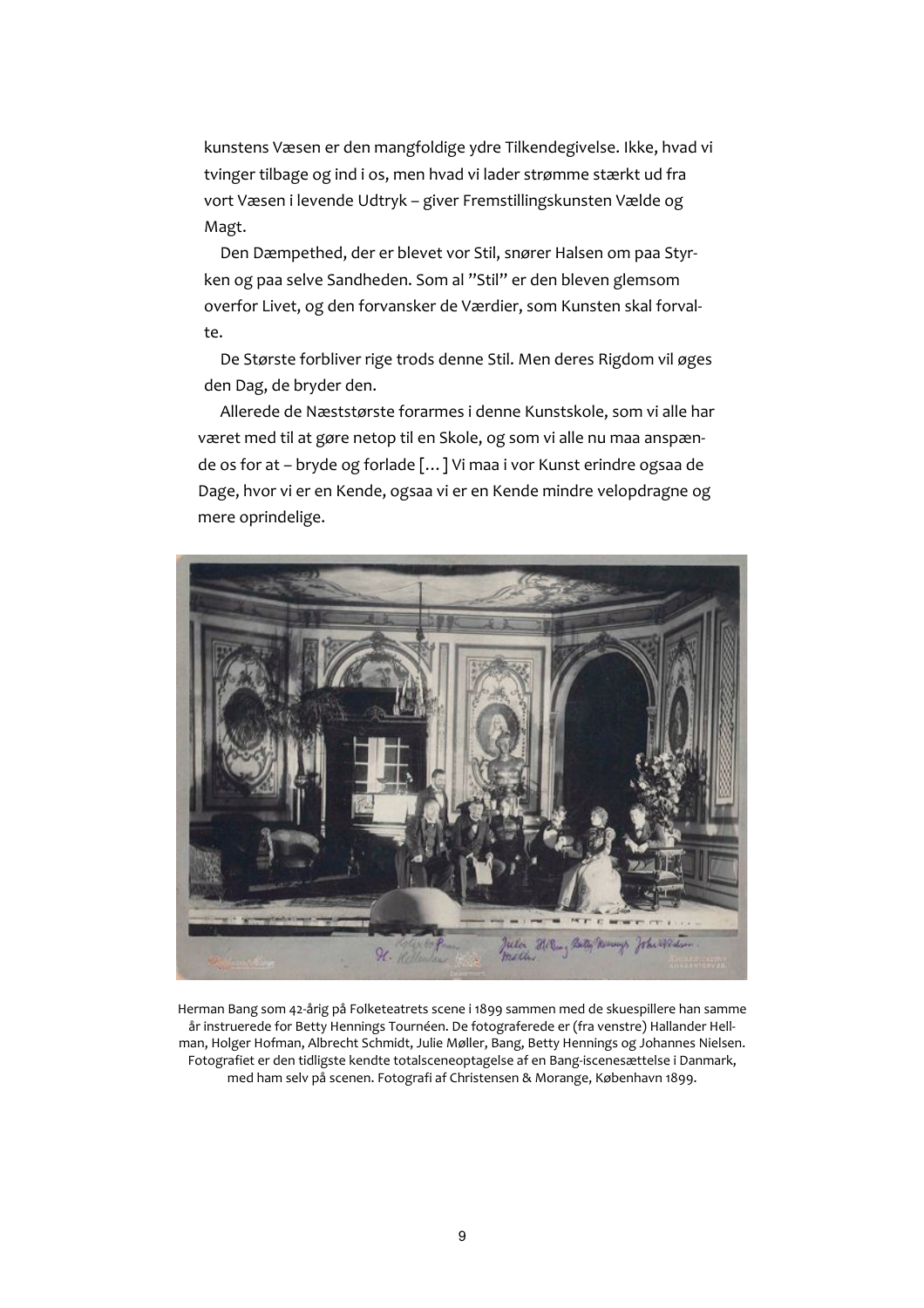kunstens Væsen er den mangfoldige ydre Tilkendegivelse. Ikke, hvad vi tvinger tilbage og ind i os, men hvad vi lader strømme stærkt ud fra vort Væsen i levende Udtryk – giver Fremstillingskunsten Vælde og Magt.

Den Dæmpethed, der er blevet vor Stil, snører Halsen om paa Styrken og paa selve Sandheden. Som al "Stil" er den bleven glemsom overfor Livet, og den forvansker de Værdier, som Kunsten skal forvalte.

De Største forbliver rige trods denne Stil. Men deres Rigdom vil øges den Dag, de bryder den.

Allerede de Næststørste forarmes i denne Kunstskole, som vi alle har været med til at gøre netop til en Skole, og som vi alle nu maa anspænde os for at – bryde og forlade [...] Vi maa i vor Kunst erindre ogsaa de Dage, hvor vi er en Kende, ogsaa vi er en Kende mindre velopdragne og mere oprindelige.

Herman Bang som 42-årig på Folketeatrets scene i 1899 sammen med de skuespillere han samme år instruerede for Betty Hennings Tournéen. De fotograferede er (fra venstre) Hallander Hellman, Holger Hofman, Albrecht Schmidt, Julie Møller, Bang, Betty Hennings og Johannes Nielsen. Fotografiet er den tidligste kendte totalsceneoptagelse af en Bang-iscenesættelse i Danmark, med ham selv på scenen. Fotografi af Christensen & Morange, København 1899.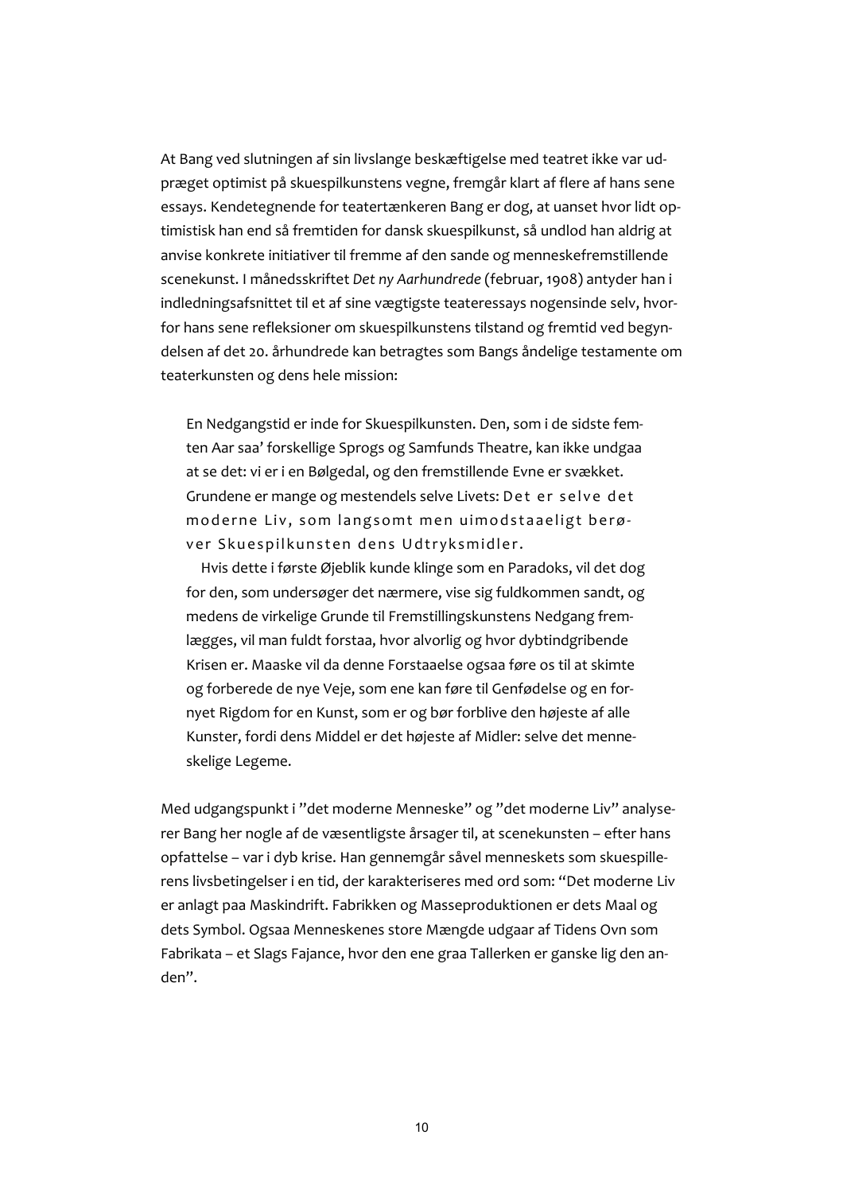At Bang ved slutningen af sin livslange beskæftigelse med teatret ikke var udpræget optimist på skuespilkunstens vegne, fremgår klart af flere af hans sene essays. Kendetegnende for teatertænkeren Bang er dog, at uanset hvor lidt optimistisk han end så fremtiden for dansk skuespilkunst, så undlod han aldrig at anvise konkrete initiativer til fremme af den sande og menneskefremstillende scenekunst. I månedsskriftet *Det ny Aarhundrede* (februar, 1908) antyder han i indledningsafsnittet til et af sine vægtigste teateressays nogensinde selv, hvorfor hans sene refleksioner om skuespilkunstens tilstand og fremtid ved begyndelsen af det 20. århundrede kan betragtes som Bangs åndelige testamente om teaterkunsten og dens hele mission:

> En Nedgangstid er inde for Skuespilkunsten. Den, som i de sidste femten Aar saa' forskellige Sprogs og Samfunds Theatre, kan ikke undgaa at se det: vi er i en Bølgedal, og den fremstillende Evne er svækket. Grundene er mange og mestendels selve Livets: Det er selve det moderne Liv, som langsomt men uimodstaaeligt berøver Skuespilkunsten dens Udtryksmidler.
>
> Hvis dette i første Øjeblik kunde klinge som en Paradoks, vil det dog for den, som undersøger det nærmere, vise sig fuldkommen sandt, og medens de virkelige Grunde til Fremstillingskunstens Nedgang fremlægges, vil man fuldt forstaa, hvor alvorlig og hvor dybtindgribende Krisen er. Maaske vil da denne Forstaaelse ogsaa føre os til at skimte og forberede de nye Veje, som ene kan føre til Genfødelse og en fornyet Rigdom for en Kunst, som er og bør forblive den højeste af alle Kunster, fordi dens Middel er det højeste af Midler: selve det menneskelige Legeme.

Med udgangspunkt i "det moderne Menneske" og "det moderne Liv" analyserer Bang her nogle af de væsentligste årsager til, at scenekunsten – efter hans opfattelse – var i dyb krise. Han gennemgår såvel menneskets som skuespillerens livsbetingelser i en tid, der karakteriseres med ord som: "Det moderne Liv er anlagt paa Maskindrift. Fabrikken og Masseproduktionen er dets Maal og dets Symbol. Ogsaa Menneskenes store Mængde udgaar af Tidens Ovn som Fabrikata – et Slags Fajance, hvor den ene graa Tallerken er ganske lig den anden".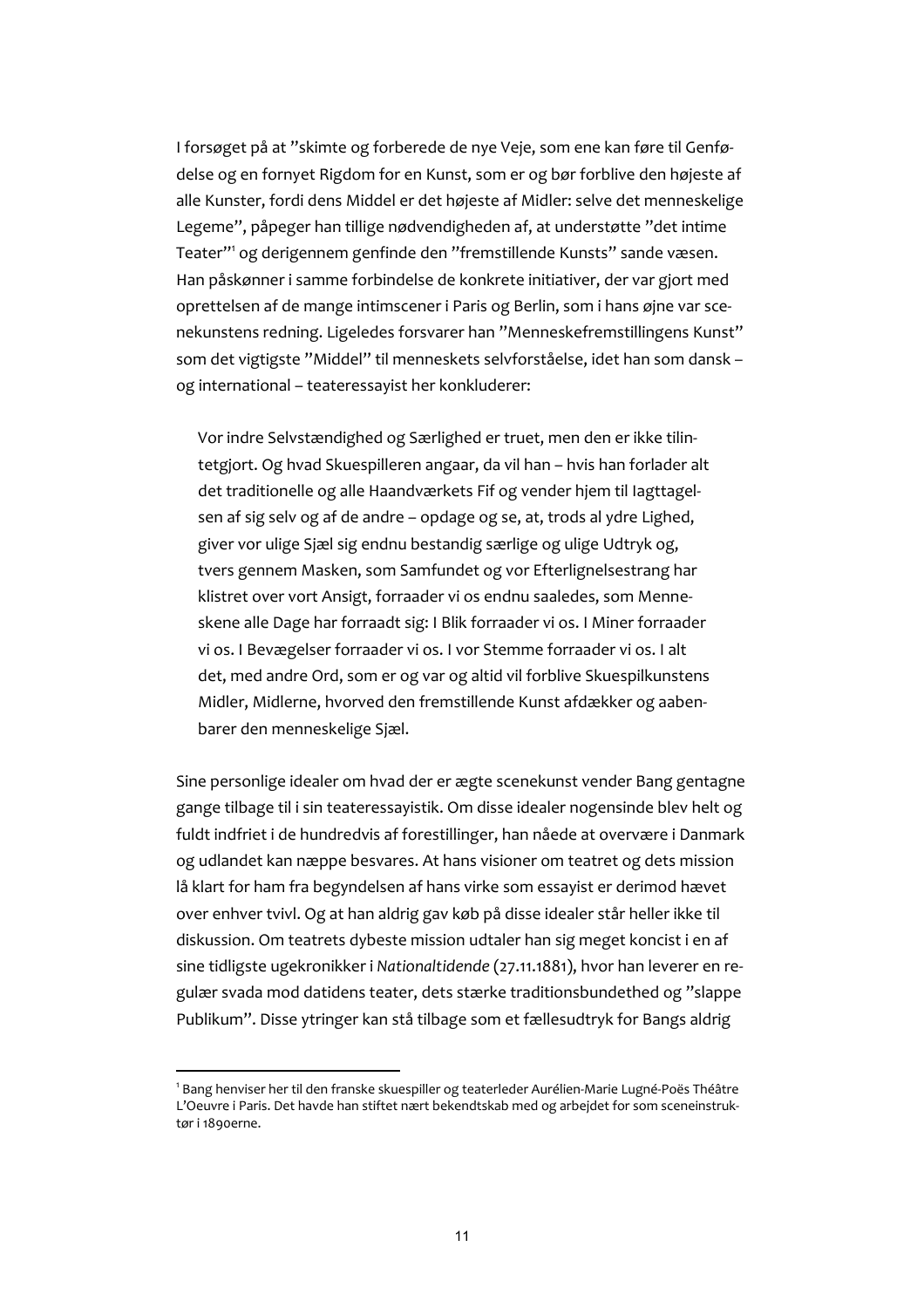I forsøget på at "skimte og forberede de nye Veje, som ene kan føre til Genfødelse og en fornyet Rigdom for en Kunst, som er og bør forblive den højeste af alle Kunster, fordi dens Middel er det højeste af Midler: selve det menneskelige Legeme", påpeger han tillige nødvendigheden af, at understøtte "det intime Teater"[1] og derigennem genfinde den "fremstillende Kunsts" sande væsen. Han påskønner i samme forbindelse de konkrete initiativer, der var gjort med oprettelsen af de mange intimscener i Paris og Berlin, som i hans øjne var scenekunstens redning. Ligeledes forsvarer han "Menneskefremstillingens Kunst" som det vigtigste "Middel" til menneskets selvforståelse, idet han som dansk – og international – teateressayist her konkluderer:

> Vor indre Selvstændighed og Særlighed er truet, men den er ikke tilintetgjort. Og hvad Skuespilleren angaar, da vil han – hvis han forlader alt det traditionelle og alle Haandværkets Fif og vender hjem til Iagttagelsen af sig selv og af de andre – opdage og se, at, trods al ydre Lighed, giver vor ulige Sjæl sig endnu bestandig særlige og ulige Udtryk og, tvers gennem Masken, som Samfundet og vor Efterlignelsestrang har klistret over vort Ansigt, forraader vi os endnu saaledes, som Menneskene alle Dage har forraadt sig: I Blik forraader vi os. I Miner forraader vi os. I Bevægelser forraader vi os. I vor Stemme forraader vi os. I alt det, med andre Ord, som er og var og altid vil forblive Skuespilkunstens Midler, Midlerne, hvorved den fremstillende Kunst afdækker og aabenbarer den menneskelige Sjæl.

Sine personlige idealer om hvad der er ægte scenekunst vender Bang gentagne gange tilbage til i sin teateressayistik. Om disse idealer nogensinde blev helt og fuldt indfriet i de hundredvis af forestillinger, han nåede at overvære i Danmark og udlandet kan næppe besvares. At hans visioner om teatret og dets mission lå klart for ham fra begyndelsen af hans virke som essayist er derimod hævet over enhver tvivl. Og at han aldrig gav køb på disse idealer står heller ikke til diskussion. Om teatrets dybeste mission udtaler han sig meget koncist i en af sine tidligste ugekronikker i *Nationaltidende* (27.11.1881), hvor han leverer en regulær svada mod datidens teater, dets stærke traditionsbundethed og "slappe Publikum". Disse ytringer kan stå tilbage som et fællesudtryk for Bangs aldrig

---

[1] Bang henviser her til den franske skuespiller og teaterleder Aurélien-Marie Lugné-Poës Théâtre L'Oeuvre i Paris. Det havde han stiftet nært bekendtskab med og arbejdet for som sceneinstruktør i 1890erne.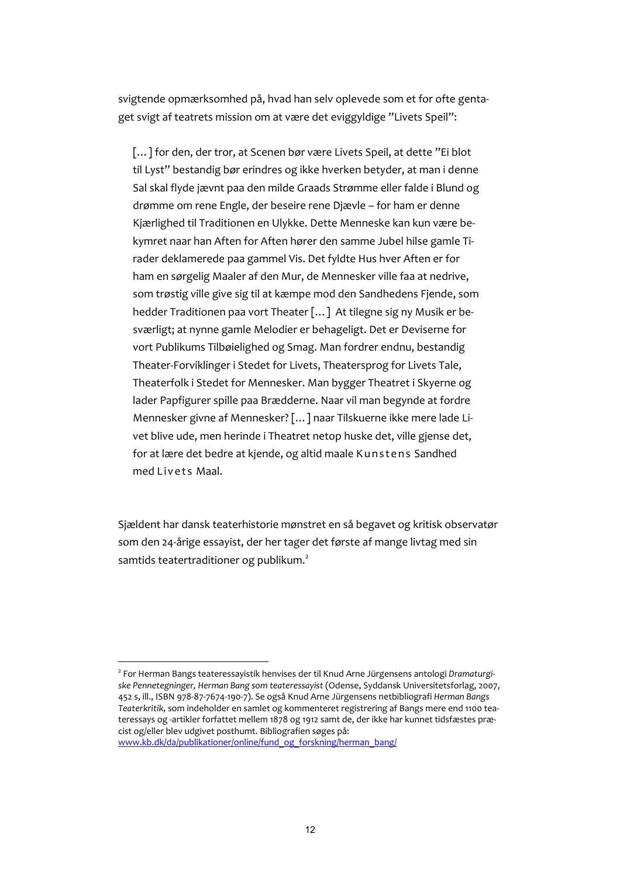svigtende opmærksomhed på, hvad han selv oplevede som et for ofte gentaget svigt af teatrets mission om at være det eviggyldige "Livets Speil":

> […] for den, der tror, at Scenen bør være Livets Speil, at dette "Ei blot til Lyst" bestandig bør erindres og ikke hverken betyder, at man i denne Sal skal flyde jævnt paa den milde Graads Strømme eller falde i Blund og drømme om rene Engle, der beseire rene Djævle – for ham er denne Kjærlighed til Traditionen en Ulykke. Dette Menneske kan kun være bekymret naar han Aften for Aften hører den samme Jubel hilse gamle Tirader deklamerede paa gammel Vis. Det fyldte Hus hver Aften er for ham en sørgelig Maaler af den Mur, de Mennesker ville faa at nedrive, som trøstig ville give sig til at kæmpe mod den Sandhedens Fjende, som hedder Traditionen paa vort Theater […] At tilegne sig ny Musik er besværligt; at nynne gamle Melodier er behageligt. Det er Deviserne for vort Publikums Tilbøielighed og Smag. Man fordrer endnu, bestandig Theater-Forviklinger i Stedet for Livets, Theatersprog for Livets Tale, Theaterfolk i Stedet for Mennesker. Man bygger Theatret i Skyerne og lader Papfigurer spille paa Brædderne. Naar vil man begynde at fordre Mennesker givne af Mennesker? […] naar Tilskuerne ikke mere lade Livet blive ude, men herinde i Theatret netop huske det, ville gjense det, for at lære det bedre at kjende, og altid maale Kunstens Sandhed med Livets Maal.

Sjældent har dansk teaterhistorie mønstret en så begavet og kritisk observatør som den 24-årige essayist, der her tager det første af mange livtag med sin samtids teatertraditioner og publikum.[2]

---

[2] For Herman Bangs teateressayistik henvises der til Knud Arne Jürgensens antologi *Dramaturgiske Pennetegninger, Herman Bang som teateressayist* (Odense, Syddansk Universitetsforlag, 2007, 452 s, ill., ISBN 978-87-7674-190-7). Se også Knud Arne Jürgensens netbibliografi *Herman Bangs Teaterkritik*, som indeholder en samlet og kommenteret registrering af Bangs mere end 1100 teateressays og -artikler forfattet mellem 1878 og 1912 samt de, der ikke har kunnet tidsfæstes præcist og/eller blev udgivet posthumt. Bibliografien søges på: www.kb.dk/da/publikationer/online/fund_og_forskning/herman_bang/